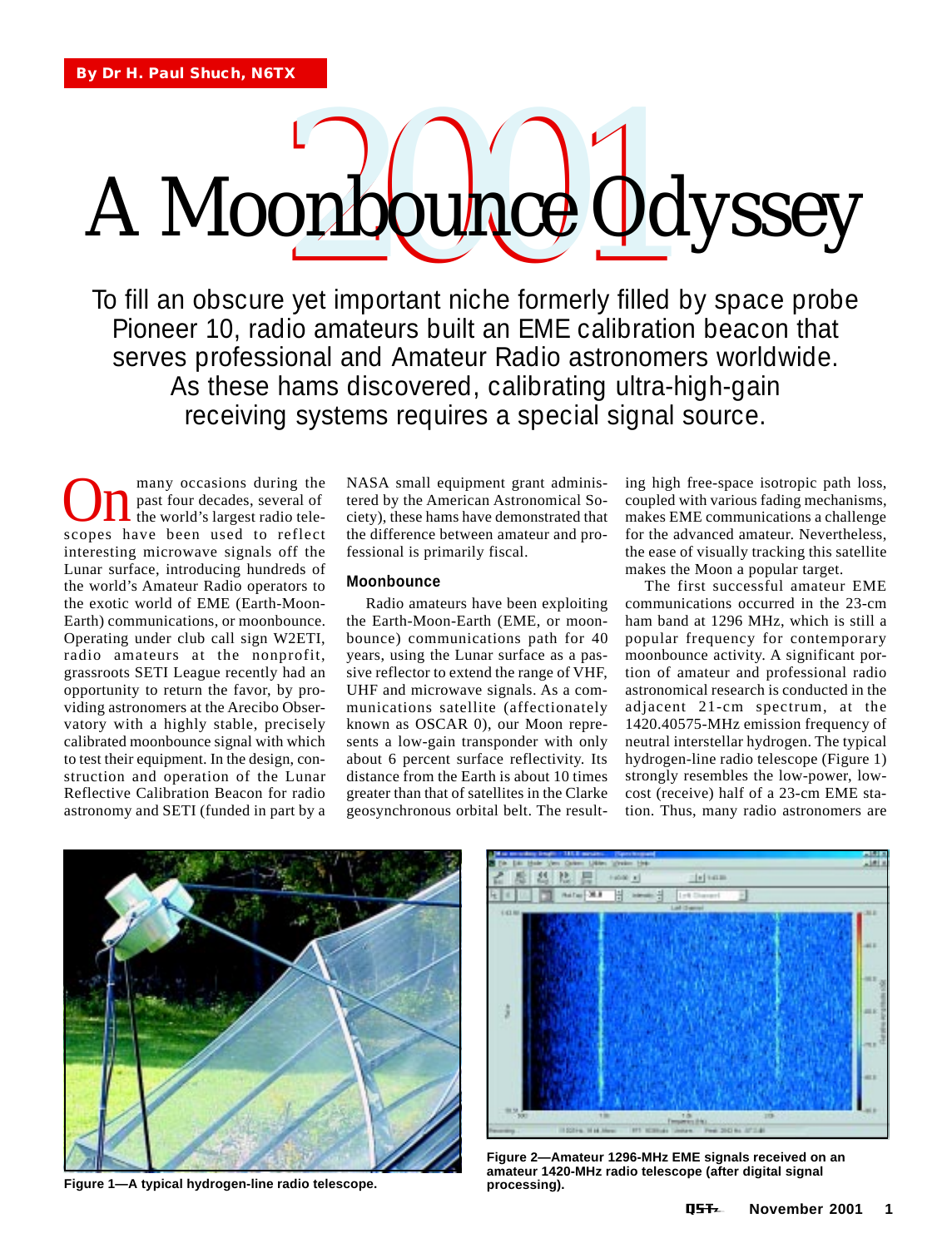By Dr H. Paul Shuch, N6TX

# 2001 A Moonbounce Odyssey

To fill an obscure yet important niche formerly filled by space probe Pioneer 10, radio amateurs built an EME calibration beacon that serves professional and Amateur Radio astronomers worldwide. As these hams discovered, calibrating ultra-high-gain receiving systems requires a special signal source.

On many occasions during the past four decades, several of the world's largest radio telescopes have been used to reflect interesting microwave signals off the Lunar surface, introducing hundreds of the world's Amateur Radio operators to the exotic world of EME (Earth-Moon-Earth) communications, or moonbounce. Operating under club call sign W2ETI, radio amateurs at the nonprofit, grassroots SETI League recently had an opportunity to return the favor, by providing astronomers at the Arecibo Observatory with a highly stable, precisely calibrated moonbounce signal with which to test their equipment. In the design, construction and operation of the Lunar Reflective Calibration Beacon for radio astronomy and SETI (funded in part by a NASA small equipment grant administered by the American Astronomical Society), these hams have demonstrated that the difference between amateur and professional is primarily fiscal.

## Moonbounce

Radio amateurs have been exploiting the Earth-Moon-Earth (EME, or moonbounce) communications path for 40 years, using the Lunar surface as a passive reflector to extend the range of VHF, UHF and microwave signals. As a communications satellite (affectionately known as OSCAR 0), our Moon represents a low-gain transponder with only about 6 percent surface reflectivity. Its distance from the Earth is about 10 times greater than that of satellites in the Clarke geosynchronous orbital belt. The resulting high free-space isotropic path loss, coupled with various fading mechanisms, makes EME communications a challenge for the advanced amateur. Nevertheless, the ease of visually tracking this satellite makes the Moon a popular target.

The first successful amateur EME communications occurred in the 23-cm ham band at 1296 MHz, which is still a popular frequency for contemporary moonbounce activity. A significant portion of amateur and professional radio astronomical research is conducted in the adjacent 21-cm spectrum, at the 1420.40575-MHz emission frequency of neutral interstellar hydrogen. The typical hydrogen-line radio telescope (Figure 1) strongly resembles the low-power, low-cost (receive) half of a 23-cm EME station. Thus, many radio astronomers are

Figure 1—A typical hydrogen-line radio telescope.

Figure 2—Amateur 1296-MHz EME signals received on an amateur 1420-MHz radio telescope (after digital signal processing).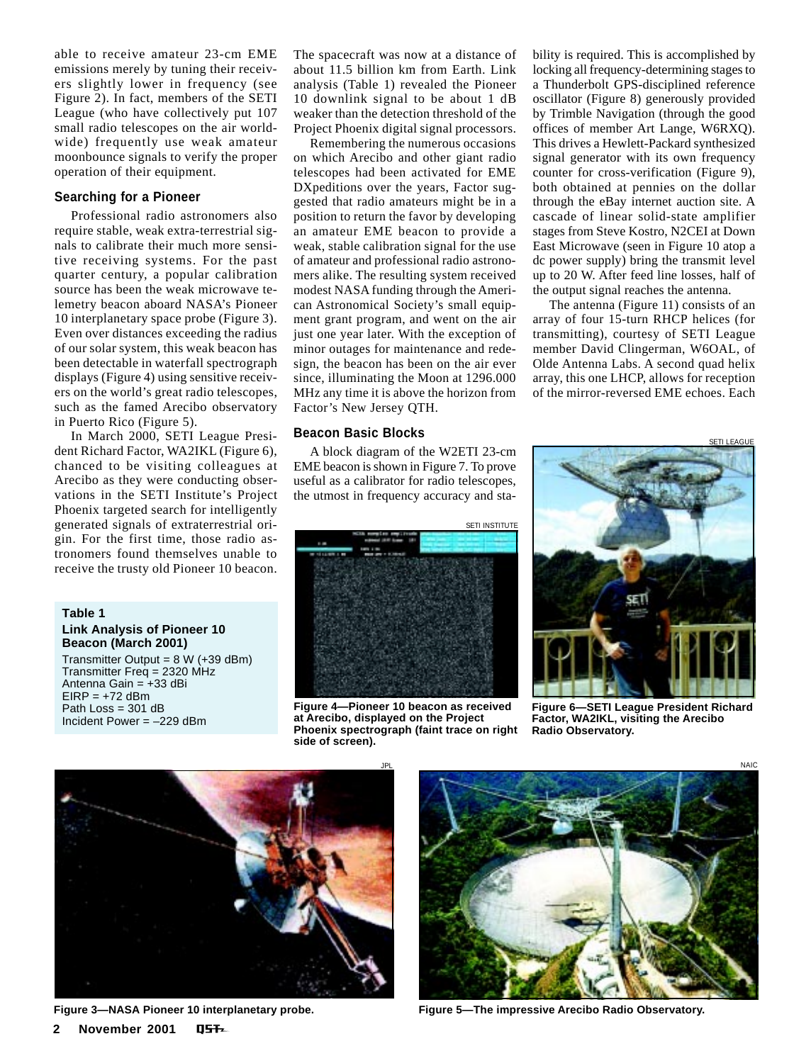able to receive amateur 23-cm EME emissions merely by tuning their receivers slightly lower in frequency (see Figure 2). In fact, members of the SETI League (who have collectively put 107 small radio telescopes on the air worldwide) frequently use weak amateur moonbounce signals to verify the proper operation of their equipment.

### Searching for a Pioneer

Professional radio astronomers also require stable, weak extra-terrestrial signals to calibrate their much more sensitive receiving systems. For the past quarter century, a popular calibration source has been the weak microwave telemetry beacon aboard NASA's Pioneer 10 interplanetary space probe (Figure 3). Even over distances exceeding the radius of our solar system, this weak beacon has been detectable in waterfall spectrograph displays (Figure 4) using sensitive receivers on the world's great radio telescopes, such as the famed Arecibo observatory in Puerto Rico (Figure 5).

In March 2000, SETI League President Richard Factor, WA2IKL (Figure 6), chanced to be visiting colleagues at Arecibo as they were conducting observations in the SETI Institute's Project Phoenix targeted search for intelligently generated signals of extraterrestrial origin. For the first time, those radio astronomers found themselves unable to receive the trusty old Pioneer 10 beacon.

**Table 1**
**Link Analysis of Pioneer 10 Beacon (March 2001)**

Transmitter Output = 8 W (+39 dBm)
Transmitter Freq = 2320 MHz
Antenna Gain = +33 dBi
EIRP = +72 dBm
Path Loss = 301 dB
Incident Power = –229 dBm

The spacecraft was now at a distance of about 11.5 billion km from Earth. Link analysis (Table 1) revealed the Pioneer 10 downlink signal to be about 1 dB weaker than the detection threshold of the Project Phoenix digital signal processors.

Remembering the numerous occasions on which Arecibo and other giant radio telescopes had been activated for EME DXpeditions over the years, Factor suggested that radio amateurs might be in a position to return the favor by developing an amateur EME beacon to provide a weak, stable calibration signal for the use of amateur and professional radio astronomers alike. The resulting system received modest NASA funding through the American Astronomical Society's small equipment grant program, and went on the air just one year later. With the exception of minor outages for maintenance and redesign, the beacon has been on the air ever since, illuminating the Moon at 1296.000 MHz any time it is above the horizon from Factor's New Jersey QTH.

### Beacon Basic Blocks

A block diagram of the W2ETI 23-cm EME beacon is shown in Figure 7. To prove useful as a calibrator for radio telescopes, the utmost in frequency accuracy and stability is required. This is accomplished by locking all frequency-determining stages to a Thunderbolt GPS-disciplined reference oscillator (Figure 8) generously provided by Trimble Navigation (through the good offices of member Art Lange, W6RXQ). This drives a Hewlett-Packard synthesized signal generator with its own frequency counter for cross-verification (Figure 9), both obtained at pennies on the dollar through the eBay internet auction site. A cascade of linear solid-state amplifier stages from Steve Kostro, N2CEI at Down East Microwave (seen in Figure 10 atop a dc power supply) bring the transmit level up to 20 W. After feed line losses, half of the output signal reaches the antenna.

The antenna (Figure 11) consists of an array of four 15-turn RHCP helices (for transmitting), courtesy of SETI League member David Clingerman, W6OAL, of Olde Antenna Labs. A second quad helix array, this one LHCP, allows for reception of the mirror-reversed EME echoes. Each

**Figure 4—Pioneer 10 beacon as received at Arecibo, displayed on the Project Phoenix spectrograph (faint trace on right side of screen).**

**Figure 6—SETI League President Richard Factor, WA2IKL, visiting the Arecibo Radio Observatory.**

**Figure 3—NASA Pioneer 10 interplanetary probe.**

**Figure 5—The impressive Arecibo Radio Observatory.**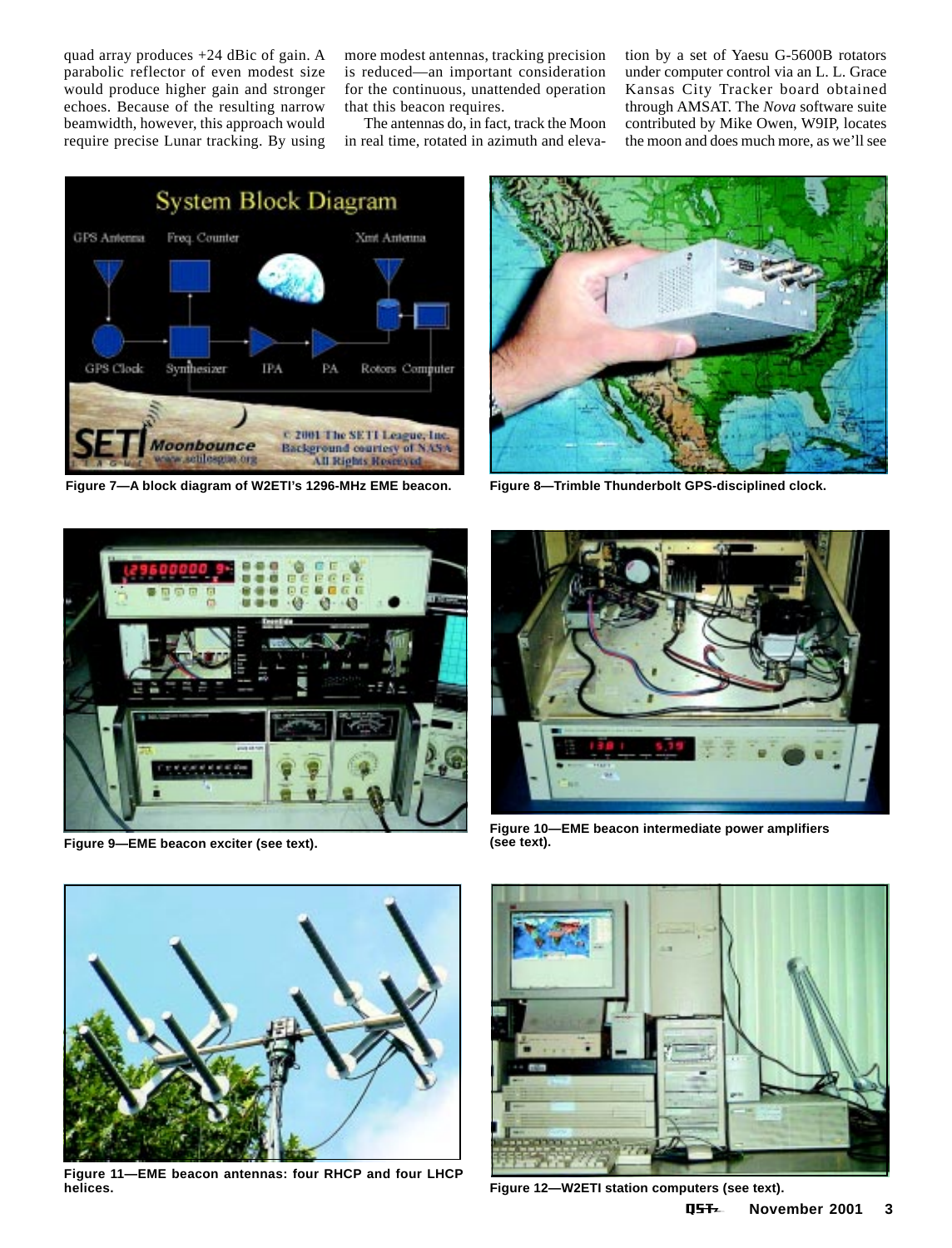quad array produces +24 dBic of gain. A parabolic reflector of even modest size would produce higher gain and stronger echoes. Because of the resulting narrow beamwidth, however, this approach would require precise Lunar tracking. By using more modest antennas, tracking precision is reduced—an important consideration for the continuous, unattended operation that this beacon requires.

The antennas do, in fact, track the Moon in real time, rotated in azimuth and elevation by a set of Yaesu G-5600B rotators under computer control via an L. L. Grace Kansas City Tracker board obtained through AMSAT. The *Nova* software suite contributed by Mike Owen, W9IP, locates the moon and does much more, as we'll see

**Figure 7—A block diagram of W2ETI's 1296-MHz EME beacon.**

**Figure 8—Trimble Thunderbolt GPS-disciplined clock.**

**Figure 9—EME beacon exciter (see text).**

**Figure 10—EME beacon intermediate power amplifiers (see text).**

**Figure 11—EME beacon antennas: four RHCP and four LHCP helices.**

**Figure 12—W2ETI station computers (see text).**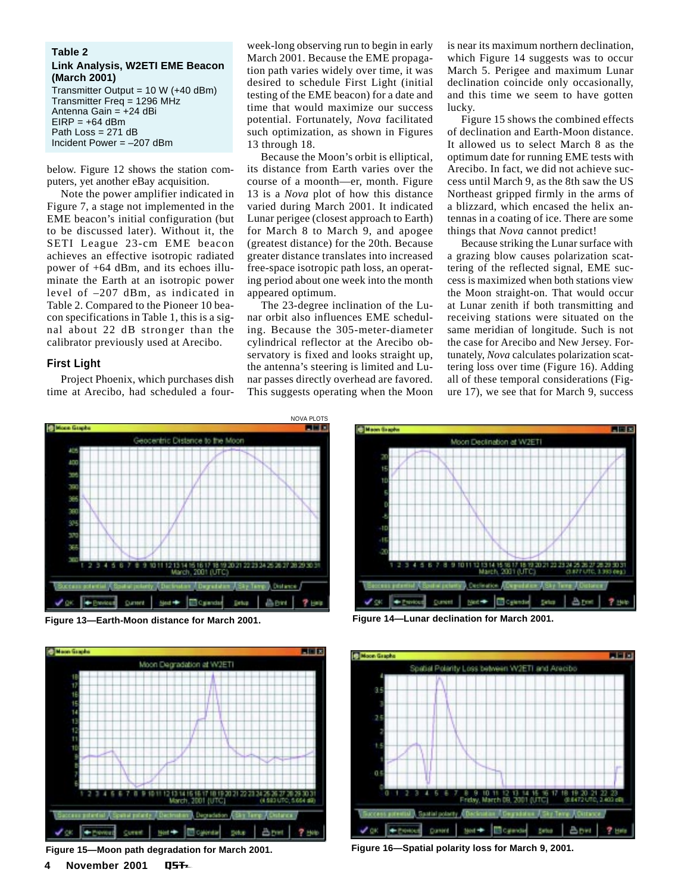**Table 2**

**Link Analysis, W2ETI EME Beacon (March 2001)**

Transmitter Output = 10 W (+40 dBm)
Transmitter Freq = 1296 MHz
Antenna Gain = +24 dBi
EIRP = +64 dBm
Path Loss = 271 dB
Incident Power = –207 dBm

below. Figure 12 shows the station computers, yet another eBay acquisition.

Note the power amplifier indicated in Figure 7, a stage not implemented in the EME beacon's initial configuration (but to be discussed later). Without it, the SETI League 23-cm EME beacon achieves an effective isotropic radiated power of +64 dBm, and its echoes illuminate the Earth at an isotropic power level of –207 dBm, as indicated in Table 2. Compared to the Pioneer 10 beacon specifications in Table 1, this is a signal about 22 dB stronger than the calibrator previously used at Arecibo.

### First Light

Project Phoenix, which purchases dish time at Arecibo, had scheduled a four-week-long observing run to begin in early March 2001. Because the EME propagation path varies widely over time, it was desired to schedule First Light (initial testing of the EME beacon) for a date and time that would maximize our success potential. Fortunately, *Nova* facilitated such optimization, as shown in Figures 13 through 18.

Because the Moon's orbit is elliptical, its distance from Earth varies over the course of a moonth—er, month. Figure 13 is a *Nova* plot of how this distance varied during March 2001. It indicated Lunar perigee (closest approach to Earth) for March 8 to March 9, and apogee (greatest distance) for the 20th. Because greater distance translates into increased free-space isotropic path loss, an operating period about one week into the month appeared optimum.

The 23-degree inclination of the Lunar orbit also influences EME scheduling. Because the 305-meter-diameter cylindrical reflector at the Arecibo observatory is fixed and looks straight up, the antenna's steering is limited and Lunar passes directly overhead are favored. This suggests operating when the Moon is near its maximum northern declination, which Figure 14 suggests was to occur March 5. Perigee and maximum Lunar declination coincide only occasionally, and this time we seem to have gotten lucky.

Figure 15 shows the combined effects of declination and Earth-Moon distance. It allowed us to select March 8 as the optimum date for running EME tests with Arecibo. In fact, we did not achieve success until March 9, as the 8th saw the US Northeast gripped firmly in the arms of a blizzard, which encased the helix antennas in a coating of ice. There are some things that *Nova* cannot predict!

Because striking the Lunar surface with a grazing blow causes polarization scattering of the reflected signal, EME success is maximized when both stations view the Moon straight-on. That would occur at Lunar zenith if both transmitting and receiving stations were situated on the same meridian of longitude. Such is not the case for Arecibo and New Jersey. Fortunately, *Nova* calculates polarization scattering loss over time (Figure 16). Adding all of these temporal considerations (Figure 17), we see that for March 9, success

NOVA PLOTS

**Figure 13—Earth-Moon distance for March 2001.**

**Figure 14—Lunar declination for March 2001.**

**Figure 15—Moon path degradation for March 2001.**

**Figure 16—Spatial polarity loss for March 9, 2001.**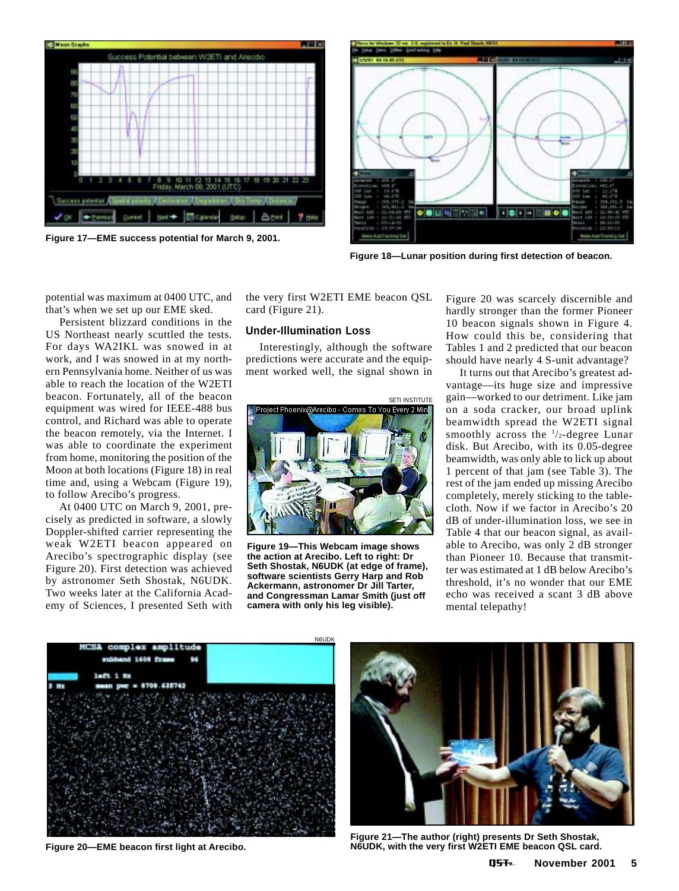Figure 17—EME success potential for March 9, 2001.

Figure 18—Lunar position during first detection of beacon.

potential was maximum at 0400 UTC, and that's when we set up our EME sked.

Persistent blizzard conditions in the US Northeast nearly scuttled the tests. For days WA2IKL was snowed in at work, and I was snowed in at my northern Pennsylvania home. Neither of us was able to reach the location of the W2ETI beacon. Fortunately, all of the beacon equipment was wired for IEEE-488 bus control, and Richard was able to operate the beacon remotely, via the Internet. I was able to coordinate the experiment from home, monitoring the position of the Moon at both locations (Figure 18) in real time and, using a Webcam (Figure 19), to follow Arecibo's progress.

At 0400 UTC on March 9, 2001, precisely as predicted in software, a slowly Doppler-shifted carrier representing the weak W2ETI beacon appeared on Arecibo's spectrographic display (see Figure 20). First detection was achieved by astronomer Seth Shostak, N6UDK. Two weeks later at the California Academy of Sciences, I presented Seth with the very first W2ETI EME beacon QSL card (Figure 21).

## Under-Illumination Loss

Interestingly, although the software predictions were accurate and the equipment worked well, the signal shown in Figure 20 was scarcely discernible and hardly stronger than the former Pioneer 10 beacon signals shown in Figure 4. How could this be, considering that Tables 1 and 2 predicted that our beacon should have nearly 4 S-unit advantage?

It turns out that Arecibo's greatest advantage—its huge size and impressive gain—worked to our detriment. Like jam on a soda cracker, our broad uplink beamwidth spread the W2ETI signal smoothly across the 1/2-degree Lunar disk. But Arecibo, with its 0.05-degree beamwidth, was only able to lick up about 1 percent of that jam (see Table 3). The rest of the jam ended up missing Arecibo completely, merely sticking to the tablecloth. Now if we factor in Arecibo's 20 dB of under-illumination loss, we see in Table 4 that our beacon signal, as available to Arecibo, was only 2 dB stronger than Pioneer 10. Because that transmitter was estimated at 1 dB below Arecibo's threshold, it's no wonder that our EME echo was received a scant 3 dB above mental telepathy!

SETI INSTITUTE

Figure 19—This Webcam image shows the action at Arecibo. Left to right: Dr Seth Shostak, N6UDK (at edge of frame), software scientists Gerry Harp and Rob Ackermann, astronomer Dr Jill Tarter, and Congressman Lamar Smith (just off camera with only his leg visible).

N6UDK

Figure 20—EME beacon first light at Arecibo.

Figure 21—The author (right) presents Dr Seth Shostak, N6UDK, with the very first W2ETI EME beacon QSL card.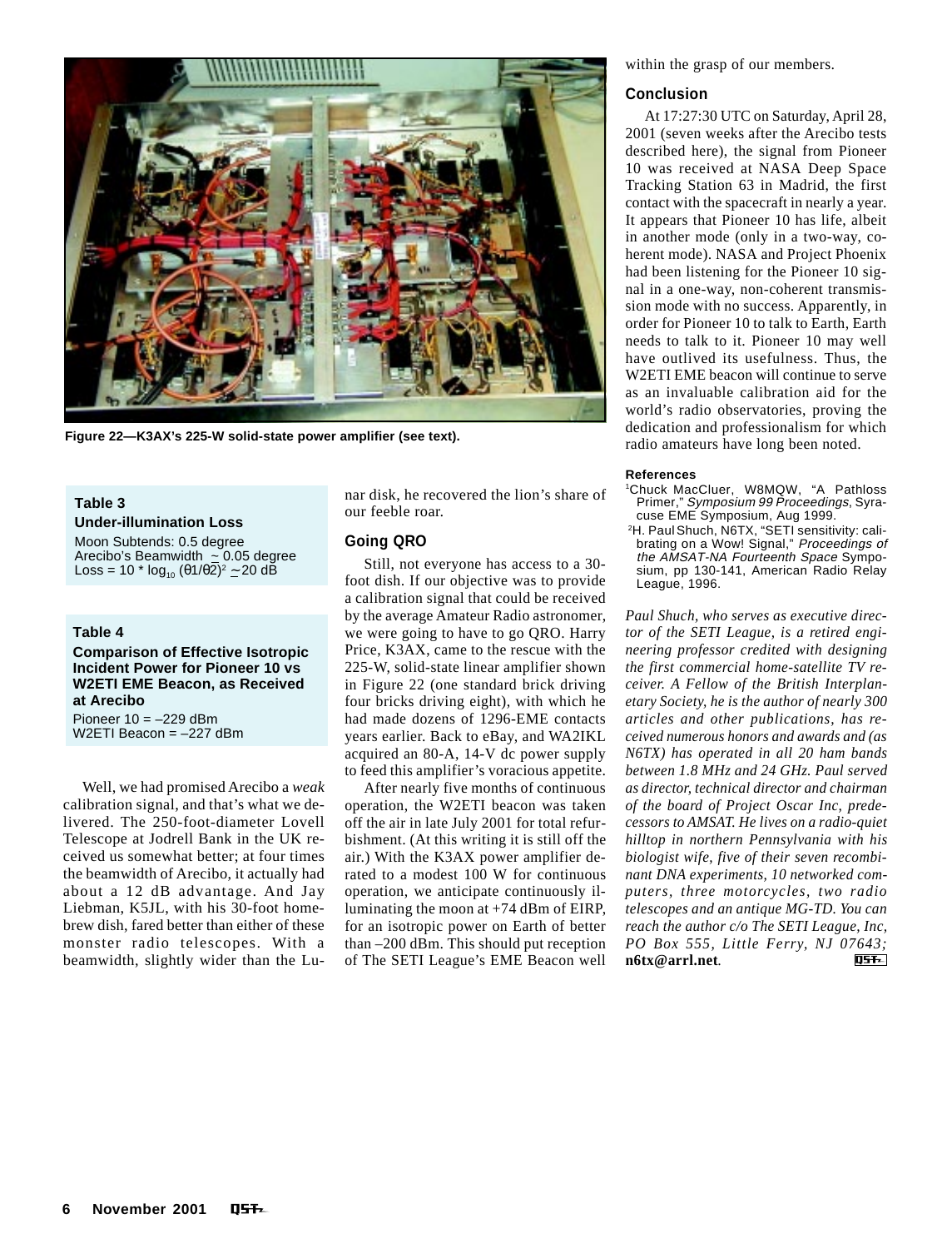Figure 22—K3AX's 225-W solid-state power amplifier (see text).

**Table 3**
**Under-illumination Loss**

Moon Subtends: 0.5 degree
Arecibo's Beamwidth $\simeq$ 0.05 degree
Loss = $10 * \log_{10} (\theta 1/\theta 2)^2 \simeq 20$ dB

**Table 4**
**Comparison of Effective Isotropic Incident Power for Pioneer 10 vs W2ETI EME Beacon, as Received at Arecibo**

Pioneer 10 = –229 dBm
W2ETI Beacon = –227 dBm

Well, we had promised Arecibo a *weak* calibration signal, and that's what we delivered. The 250-foot-diameter Lovell Telescope at Jodrell Bank in the UK received us somewhat better; at four times the beamwidth of Arecibo, it actually had about a 12 dB advantage. And Jay Liebman, K5JL, with his 30-foot homebrew dish, fared better than either of these monster radio telescopes. With a beamwidth, slightly wider than the Lunar disk, he recovered the lion's share of our feeble roar.

## Going QRO

Still, not everyone has access to a 30-foot dish. If our objective was to provide a calibration signal that could be received by the average Amateur Radio astronomer, we were going to have to go QRO. Harry Price, K3AX, came to the rescue with the 225-W, solid-state linear amplifier shown in Figure 22 (one standard brick driving four bricks driving eight), with which he had made dozens of 1296-EME contacts years earlier. Back to eBay, and WA2IKL acquired an 80-A, 14-V dc power supply to feed this amplifier's voracious appetite.

After nearly five months of continuous operation, the W2ETI beacon was taken off the air in late July 2001 for total refurbishment. (At this writing it is still off the air.) With the K3AX power amplifier derated to a modest 100 W for continuous operation, we anticipate continuously illuminating the moon at +74 dBm of EIRP, for an isotropic power on Earth of better than –200 dBm. This should put reception of The SETI League's EME Beacon well within the grasp of our members.

## Conclusion

At 17:27:30 UTC on Saturday, April 28, 2001 (seven weeks after the Arecibo tests described here), the signal from Pioneer 10 was received at NASA Deep Space Tracking Station 63 in Madrid, the first contact with the spacecraft in nearly a year. It appears that Pioneer 10 has life, albeit in another mode (only in a two-way, coherent mode). NASA and Project Phoenix had been listening for the Pioneer 10 signal in a one-way, non-coherent transmission mode with no success. Apparently, in order for Pioneer 10 to talk to Earth, Earth needs to talk to it. Pioneer 10 may well have outlived its usefulness. Thus, the W2ETI EME beacon will continue to serve as an invaluable calibration aid for the world's radio observatories, proving the dedication and professionalism for which radio amateurs have long been noted.

### References

[1]Chuck MacCluer, W8MQW, "A Pathless Primer," *Symposium 99 Proceedings*, Syracuse EME Symposium, Aug 1999.

[2]H. Paul Shuch, N6TX, "SETI sensitivity: calibrating on a Wow! Signal," *Proceedings of the AMSAT-NA Fourteenth Space* Symposium, pp 130-141, American Radio Relay League, 1996.

*Paul Shuch, who serves as executive director of the SETI League, is a retired engineering professor credited with designing the first commercial home-satellite TV receiver. A Fellow of the British Interplanetary Society, he is the author of nearly 300 articles and other publications, has received numerous honors and awards and (as N6TX) has operated in all 20 ham bands between 1.8 MHz and 24 GHz. Paul served as director, technical director and chairman of the board of Project Oscar Inc, predecessors to AMSAT. He lives on a radio-quiet hilltop in northern Pennsylvania with his biologist wife, five of their seven recombinant DNA experiments, 10 networked computers, three motorcycles, two radio telescopes and an antique MG-TD. You can reach the author c/o The SETI League, Inc, PO Box 555, Little Ferry, NJ 07643;* **n6tx@arrl.net**.